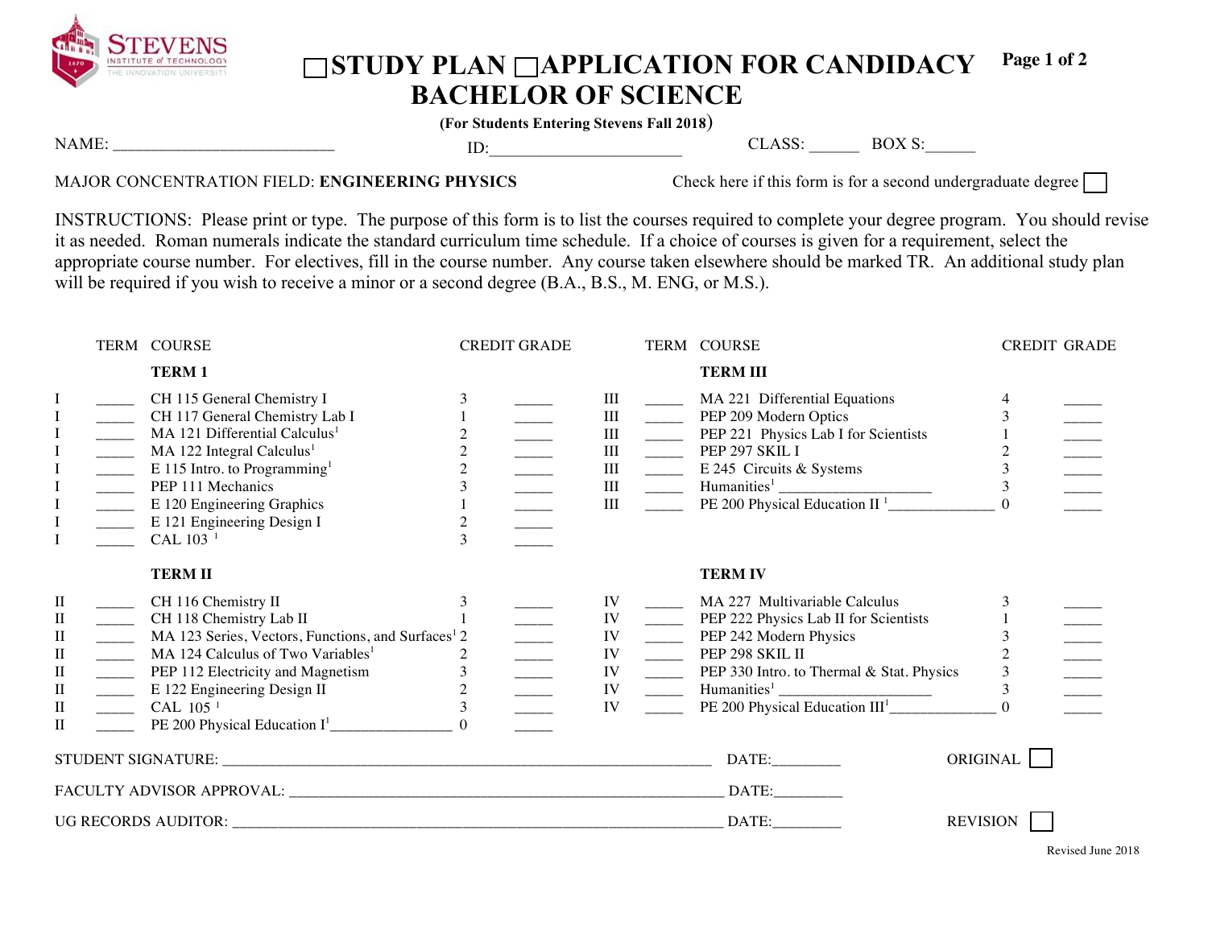STEVENS INSTITUTE of TECHNOLOGY THE INNOVATION UNIVERSITY

# ☐STUDY PLAN ☐APPLICATION FOR CANDIDACY BACHELOR OF SCIENCE

**(For Students Entering Stevens Fall 2018)**

NAME: ___________________________ ID:_______________________ CLASS: ______ BOX S:______

MAJOR CONCENTRATION FIELD: **ENGINEERING PHYSICS** Check here if this form is for a second undergraduate degree ☐

INSTRUCTIONS: Please print or type. The purpose of this form is to list the courses required to complete your degree program. You should revise it as needed. Roman numerals indicate the standard curriculum time schedule. If a choice of courses is given for a requirement, select the appropriate course number. For electives, fill in the course number. Any course taken elsewhere should be marked TR. An additional study plan will be required if you wish to receive a minor or a second degree (B.A., B.S., M. ENG, or M.S.).

| | TERM | COURSE | CREDIT | GRADE |
|---|---|---|---|---|
| | | **TERM 1** | | |
| I | _____ | CH 115 General Chemistry I | 3 | _____ |
| I | _____ | CH 117 General Chemistry Lab I | 1 | _____ |
| I | _____ | MA 121 Differential Calculus[1] | 2 | _____ |
| I | _____ | MA 122 Integral Calculus[1] | 2 | _____ |
| I | _____ | E 115 Intro. to Programming[1] | 2 | _____ |
| I | _____ | PEP 111 Mechanics | 3 | _____ |
| I | _____ | E 120 Engineering Graphics | 1 | _____ |
| I | _____ | E 121 Engineering Design I | 2 | _____ |
| I | _____ | CAL 103 [1] | 3 | _____ |
| | | **TERM II** | | |
| II | _____ | CH 116 Chemistry II | 3 | _____ |
| II | _____ | CH 118 Chemistry Lab II | 1 | _____ |
| II | _____ | MA 123 Series, Vectors, Functions, and Surfaces[1] | 2 | _____ |
| II | _____ | MA 124 Calculus of Two Variables[1] | 2 | _____ |
| II | _____ | PEP 112 Electricity and Magnetism | 3 | _____ |
| II | _____ | E 122 Engineering Design II | 2 | _____ |
| II | _____ | CAL 105 [1] | 3 | _____ |
| II | _____ | PE 200 Physical Education I[1]________________ | 0 | _____ |
| | | **TERM III** | | |
| III | _____ | MA 221 Differential Equations | 4 | _____ |
| III | _____ | PEP 209 Modern Optics | 3 | _____ |
| III | _____ | PEP 221 Physics Lab I for Scientists | 1 | _____ |
| III | _____ | PEP 297 SKIL I | 2 | _____ |
| III | _____ | E 245 Circuits & Systems | 3 | _____ |
| III | _____ | Humanities[1] ____________________ | 3 | _____ |
| III | _____ | PE 200 Physical Education II [1]______________ | 0 | _____ |
| | | **TERM IV** | | |
| IV | _____ | MA 227 Multivariable Calculus | 3 | _____ |
| IV | _____ | PEP 222 Physics Lab II for Scientists | 1 | _____ |
| IV | _____ | PEP 242 Modern Physics | 3 | _____ |
| IV | _____ | PEP 298 SKIL II | 2 | _____ |
| IV | _____ | PEP 330 Intro. to Thermal & Stat. Physics | 3 | _____ |
| IV | _____ | Humanities[1] ____________________ | 3 | _____ |
| IV | _____ | PE 200 Physical Education III[1]______________ | 0 | _____ |

STUDENT SIGNATURE: _____________________________________________ DATE:_________ ORIGINAL ☐

FACULTY ADVISOR APPROVAL: _______________________________________ DATE:_________

UG RECORDS AUDITOR: ____________________________________________ DATE:_________ REVISION ☐

Revised June 2018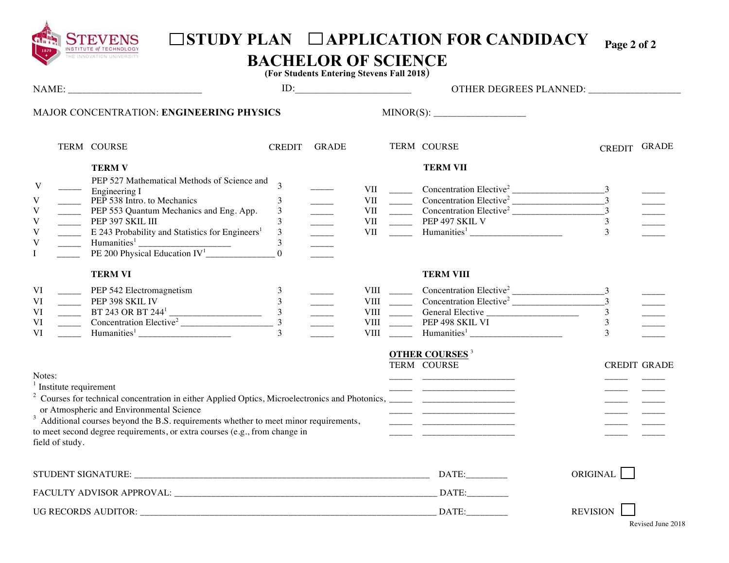# ☐STUDY PLAN ☐APPLICATION FOR CANDIDACY

## BACHELOR OF SCIENCE

**(For Students Entering Stevens Fall 2018)**

NAME: __________________________ ID:______________________ OTHER DEGREES PLANNED: _________________

MAJOR CONCENTRATION: **ENGINEERING PHYSICS** MINOR(S): __________________

| | TERM | COURSE | CREDIT | GRADE |
|---|---|---|---|---|
| | | **TERM V** | | |
| V | _____ | PEP 527 Mathematical Methods of Science and Engineering I | 3 | _____ |
| V | _____ | PEP 538 Intro. to Mechanics | 3 | _____ |
| V | _____ | PEP 553 Quantum Mechanics and Eng. App. | 3 | _____ |
| V | _____ | PEP 397 SKIL III | 3 | _____ |
| V | _____ | E 243 Probability and Statistics for Engineers[1] | 3 | _____ |
| V | _____ | Humanities[1] ___________________ | 3 | _____ |
| I | _____ | PE 200 Physical Education IV[1]______________ | 0 | _____ |
| | | **TERM VI** | | |
| VI | _____ | PEP 542 Electromagnetism | 3 | _____ |
| VI | _____ | PEP 398 SKIL IV | 3 | _____ |
| VI | _____ | BT 243 OR BT 244[1] ___________________ | 3 | _____ |
| VI | _____ | Concentration Elective[2] ___________________ | 3 | _____ |
| VI | _____ | Humanities[1] ___________________ | 3 | _____ |

| | TERM | COURSE | CREDIT | GRADE |
|---|---|---|---|---|
| | | **TERM VII** | | |
| VII | _____ | Concentration Elective[2] ___________________ | 3 | _____ |
| VII | _____ | Concentration Elective[2] ___________________ | 3 | _____ |
| VII | _____ | Concentration Elective[2] ___________________ | 3 | _____ |
| VII | _____ | PEP 497 SKIL V | 3 | _____ |
| VII | _____ | Humanities[1] ___________________ | 3 | _____ |
| | | **TERM VIII** | | |
| VIII | _____ | Concentration Elective[2] ___________________ | 3 | _____ |
| VIII | _____ | Concentration Elective[2] ___________________ | 3 | _____ |
| VIII | _____ | General Elective ___________________ | 3 | _____ |
| VIII | _____ | PEP 498 SKIL VI | 3 | _____ |
| VIII | _____ | Humanities[1] ___________________ | 3 | _____ |

**OTHER COURSES**[3]

| TERM | COURSE | CREDIT | GRADE |
|---|---|---|---|
| _____ | ___________________ | _____ | _____ |
| _____ | ___________________ | _____ | _____ |
| _____ | ___________________ | _____ | _____ |
| _____ | ___________________ | _____ | _____ |
| _____ | ___________________ | _____ | _____ |
| _____ | ___________________ | _____ | _____ |

Notes:

[1] Institute requirement

[2] Courses for technical concentration in either Applied Optics, Microelectronics and Photonics, or Atmospheric and Environmental Science

[3] Additional courses beyond the B.S. requirements whether to meet minor requirements, to meet second degree requirements, or extra courses (e.g., from change in field of study.

STUDIENT SIGNATURE: ______________________________________________ DATE:________ ORIGINAL ☐

FACULTY ADVISOR APPROVAL: _______________________________________ DATE:________

UG RECORDS AUDITOR: ____________________________________________ DATE:________ REVISION ☐

Revised June 2018